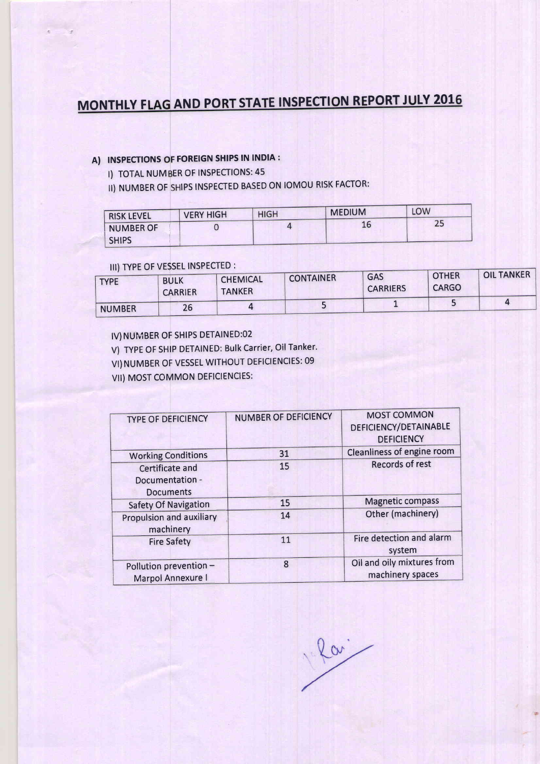# MONTHLY FLAG AND PORT STATE INSPECTION REPORT JULY 2016

## A) INSPECTIONS OF FOREIGN SHIPS IN INDIA :

I) TOTAL NUMBER OF INSPECTIONS: 45

II) NUMBER OF SHIPS INSPECTED BASED ON IOMOU RISK FACTOR:

| RISK LEVEL | VERY HIGH | HIGH | MEDIUM | LOW |
|---|---|---|---|---|
| NUMBER OF SHIPS | 0 | 4 | 16 | 25 |

III) TYPE OF VESSEL INSPECTED :

| TYPE | BULK CARRIER | CHEMICAL TANKER | CONTAINER | GAS CARRIERS | OTHER CARGO | OIL TANKER |
|---|---|---|---|---|---|---|
| NUMBER | 26 | 4 | 5 | 1 | 5 | 4 |

IV) NUMBER OF SHIPS DETAINED:02

V) TYPE OF SHIP DETAINED: Bulk Carrier, Oil Tanker.

VI) NUMBER OF VESSEL WITHOUT DEFICIENCIES: 09

VII) MOST COMMON DEFICIENCIES:

| TYPE OF DEFICIENCY | NUMBER OF DEFICIENCY | MOST COMMON DEFICIENCY/DETAINABLE DEFICIENCY |
|---|---|---|
| Working Conditions | 31 | Cleanliness of engine room |
| Certificate and Documentation - Documents | 15 | Records of rest |
| Safety Of Navigation | 15 | Magnetic compass |
| Propulsion and auxiliary machinery | 14 | Other (machinery) |
| Fire Safety | 11 | Fire detection and alarm system |
| Pollution prevention – Marpol Annexure I | 8 | Oil and oily mixtures from machinery spaces |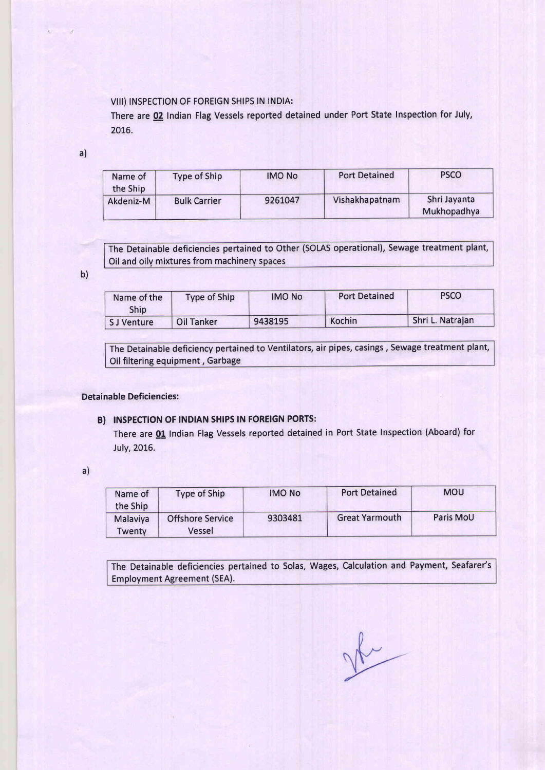VIII) INSPECTION OF FOREIGN SHIPS IN INDIA:

There are **02** Indian Flag Vessels reported detained under Port State Inspection for July, 2016.

a)

| Name of the Ship | Type of Ship | IMO No | Port Detained | PSCO |
|---|---|---|---|---|
| Akdeniz-M | Bulk Carrier | 9261047 | Vishakhapatnam | Shri Jayanta Mukhopadhya |

The Detainable deficiencies pertained to Other (SOLAS operational), Sewage treatment plant, Oil and oily mixtures from machinery spaces

b)

| Name of the Ship | Type of Ship | IMO No | Port Detained | PSCO |
|---|---|---|---|---|
| S J Venture | Oil Tanker | 9438195 | Kochin | Shri L. Natrajan |

The Detainable deficiency pertained to Ventilators, air pipes, casings , Sewage treatment plant, Oil filtering equipment , Garbage

**Detainable Deficiencies:**

**B) INSPECTION OF INDIAN SHIPS IN FOREIGN PORTS:**

There are **01** Indian Flag Vessels reported detained in Port State Inspection (Aboard) for July, 2016.

a)

| Name of the Ship | Type of Ship | IMO No | Port Detained | MOU |
|---|---|---|---|---|
| Malaviya Twenty | Offshore Service Vessel | 9303481 | Great Yarmouth | Paris MoU |

The Detainable deficiencies pertained to Solas, Wages, Calculation and Payment, Seafarer's Employment Agreement (SEA).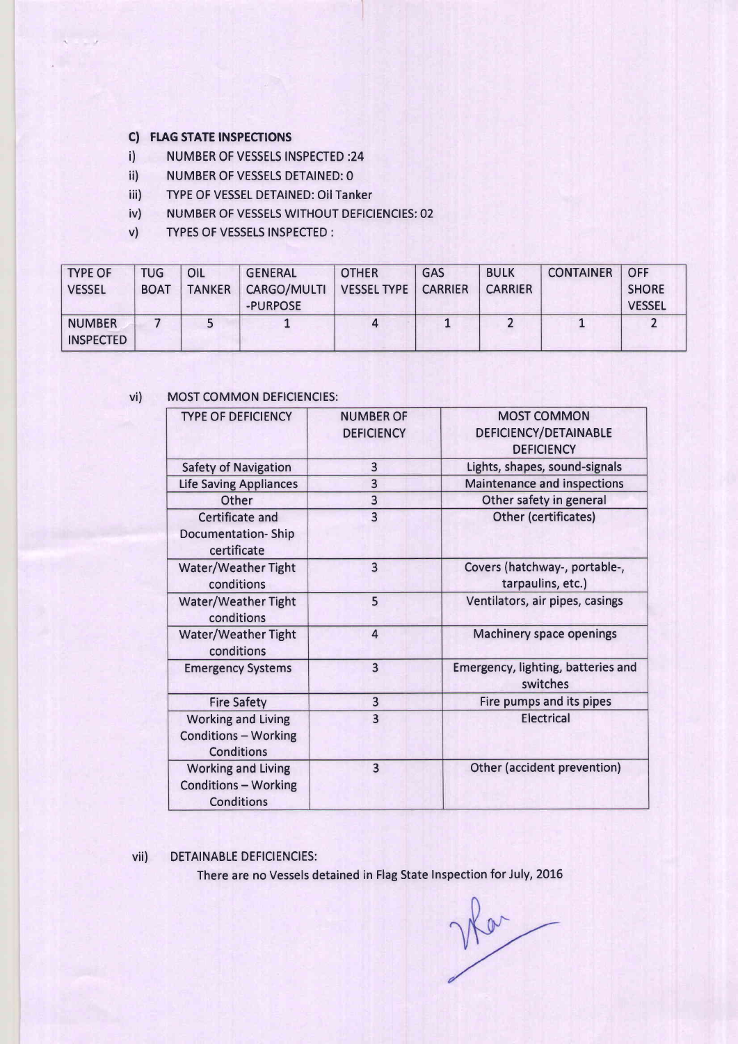### C) FLAG STATE INSPECTIONS

i) NUMBER OF VESSELS INSPECTED :24

ii) NUMBER OF VESSELS DETAINED: 0

iii) TYPE OF VESSEL DETAINED: Oil Tanker

iv) NUMBER OF VESSELS WITHOUT DEFICIENCIES: 02

v) TYPES OF VESSELS INSPECTED :

| TYPE OF VESSEL | TUG BOAT | OIL TANKER | GENERAL CARGO/MULTI -PURPOSE | OTHER VESSEL TYPE | GAS CARRIER | BULK CARRIER | CONTAINER | OFF SHORE VESSEL |
|---|---|---|---|---|---|---|---|---|
| NUMBER INSPECTED | 7 | 5 | 1 | 4 | 1 | 2 | 1 | 2 |

vi) MOST COMMON DEFICIENCIES:

| TYPE OF DEFICIENCY | NUMBER OF DEFICIENCY | MOST COMMON DEFICIENCY/DETAINABLE DEFICIENCY |
|---|---|---|
| Safety of Navigation | 3 | Lights, shapes, sound-signals |
| Life Saving Appliances | 3 | Maintenance and inspections |
| Other | 3 | Other safety in general |
| Certificate and Documentation- Ship certificate | 3 | Other (certificates) |
| Water/Weather Tight conditions | 3 | Covers (hatchway-, portable-, tarpaulins, etc.) |
| Water/Weather Tight conditions | 5 | Ventilators, air pipes, casings |
| Water/Weather Tight conditions | 4 | Machinery space openings |
| Emergency Systems | 3 | Emergency, lighting, batteries and switches |
| Fire Safety | 3 | Fire pumps and its pipes |
| Working and Living Conditions – Working Conditions | 3 | Electrical |
| Working and Living Conditions – Working Conditions | 3 | Other (accident prevention) |

vii) DETAINABLE DEFICIENCIES:

There are no Vessels detained in Flag State Inspection for July, 2016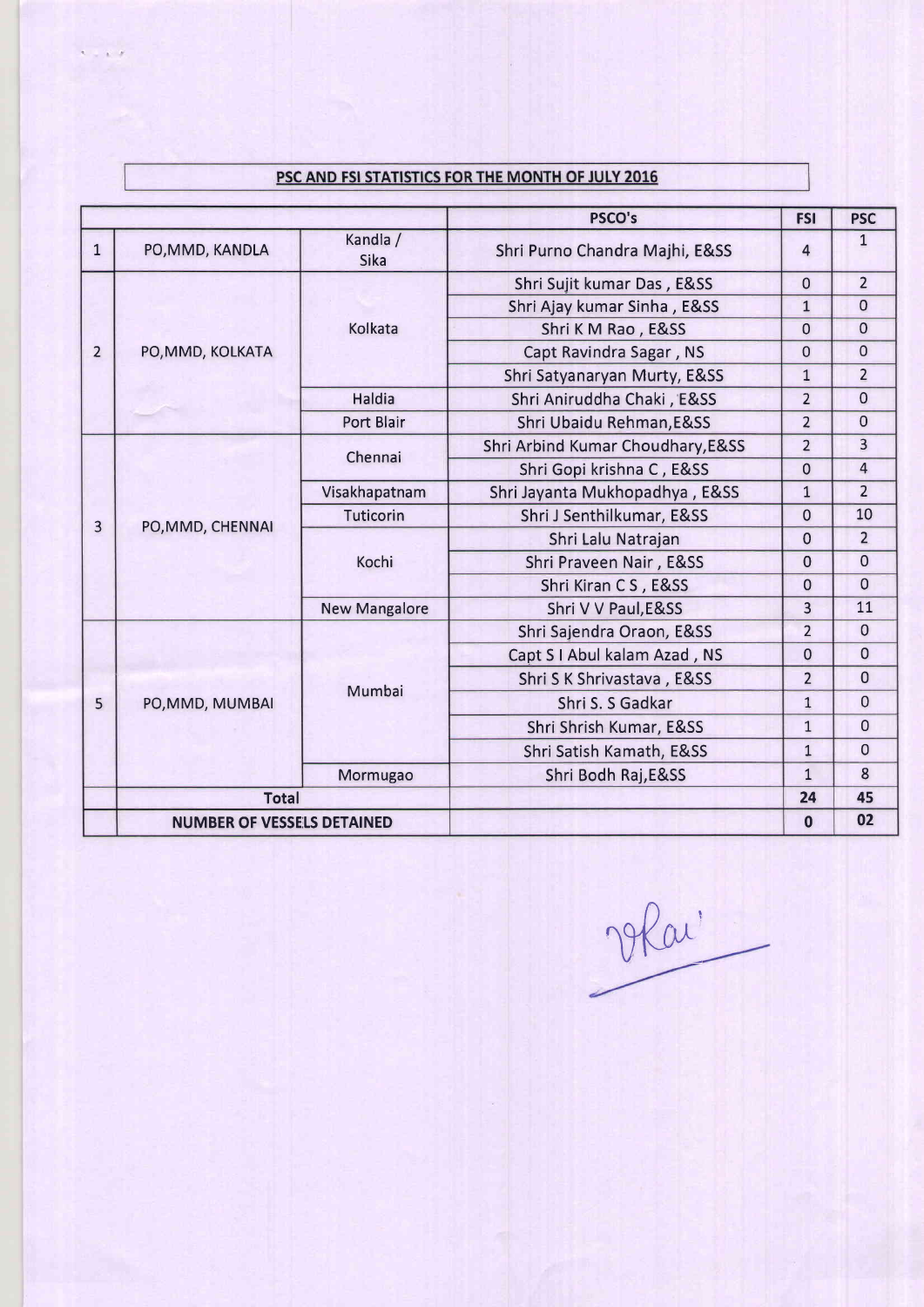## PSC AND FSI STATISTICS FOR THE MONTH OF JULY 2016

| | | | PSCO's | FSI | PSC |
|---|---|---|---|---|---|
| 1 | PO,MMD, KANDLA | Kandla / Sika | Shri Purno Chandra Majhi, E&SS | 4 | 1 |
| 2 | PO,MMD, KOLKATA | Kolkata | Shri Sujit kumar Das , E&SS | 0 | 2 |
| | | | Shri Ajay kumar Sinha , E&SS | 1 | 0 |
| | | | Shri K M Rao , E&SS | 0 | 0 |
| | | | Capt Ravindra Sagar , NS | 0 | 0 |
| | | | Shri Satyanaryan Murty, E&SS | 1 | 2 |
| | | Haldia | Shri Aniruddha Chaki , E&SS | 2 | 0 |
| | | Port Blair | Shri Ubaidu Rehman,E&SS | 2 | 0 |
| 3 | PO,MMD, CHENNAI | Chennai | Shri Arbind Kumar Choudhary,E&SS | 2 | 3 |
| | | | Shri Gopi krishna C , E&SS | 0 | 4 |
| | | Visakhapatnam | Shri Jayanta Mukhopadhya , E&SS | 1 | 2 |
| | | Tuticorin | Shri J Senthilkumar, E&SS | 0 | 10 |
| | | Kochi | Shri Lalu Natrajan | 0 | 2 |
| | | | Shri Praveen Nair , E&SS | 0 | 0 |
| | | | Shri Kiran C S , E&SS | 0 | 0 |
| | | New Mangalore | Shri V V Paul,E&SS | 3 | 11 |
| 5 | PO,MMD, MUMBAI | Mumbai | Shri Sajendra Oraon, E&SS | 2 | 0 |
| | | | Capt S I Abul kalam Azad , NS | 0 | 0 |
| | | | Shri S K Shrivastava , E&SS | 2 | 0 |
| | | | Shri S. S Gadkar | 1 | 0 |
| | | | Shri Shrish Kumar, E&SS | 1 | 0 |
| | | | Shri Satish Kamath, E&SS | 1 | 0 |
| | | Mormugao | Shri Bodh Raj,E&SS | 1 | 8 |
| | **Total** | | | **24** | **45** |
| | **NUMBER OF VESSELS DETAINED** | | | **0** | **02** |

vRai